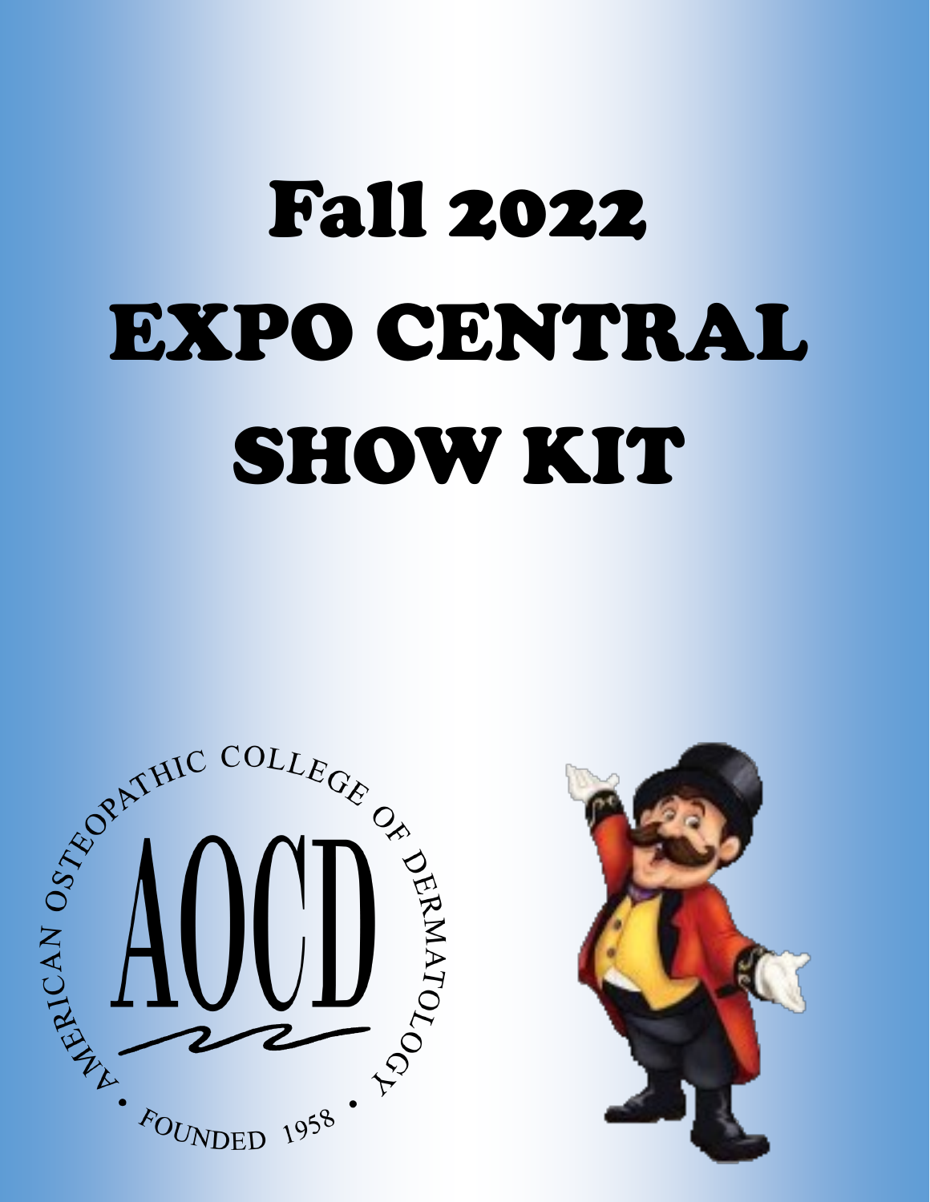# Fall 2022
# EXPO CENTRAL
# SHOW KIT

AMERICAN OSTEOPATHIC COLLEGE OF DERMATOLOGY

AOCD

• FOUNDED 1958 •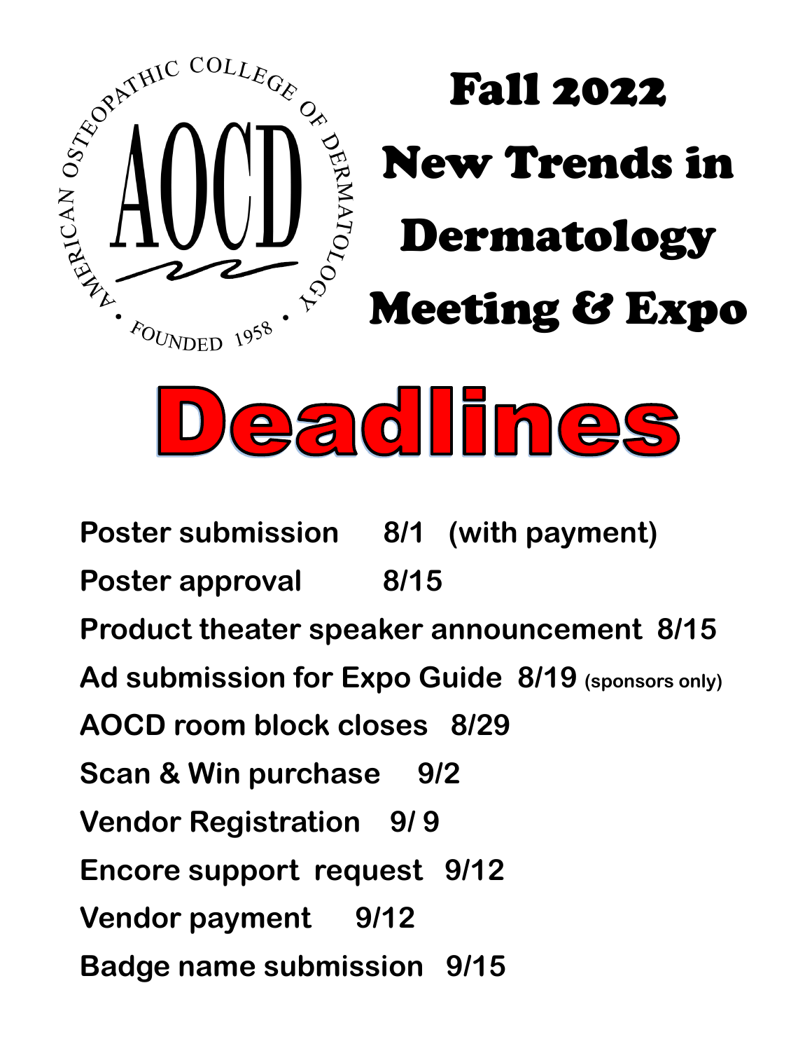AMERICAN OSTEOPATHIC COLLEGE OF DERMATOLOGY

AOCD

FOUNDED 1958

# Fall 2022 New Trends in Dermatology Meeting & Expo

# Deadlines

**Poster submission 8/1 (with payment)**

**Poster approval 8/15**

**Product theater speaker announcement 8/15**

**Ad submission for Expo Guide 8/19 (sponsors only)**

**AOCD room block closes 8/29**

**Scan & Win purchase 9/2**

**Vendor Registration 9/ 9**

**Encore support request 9/12**

**Vendor payment 9/12**

**Badge name submission 9/15**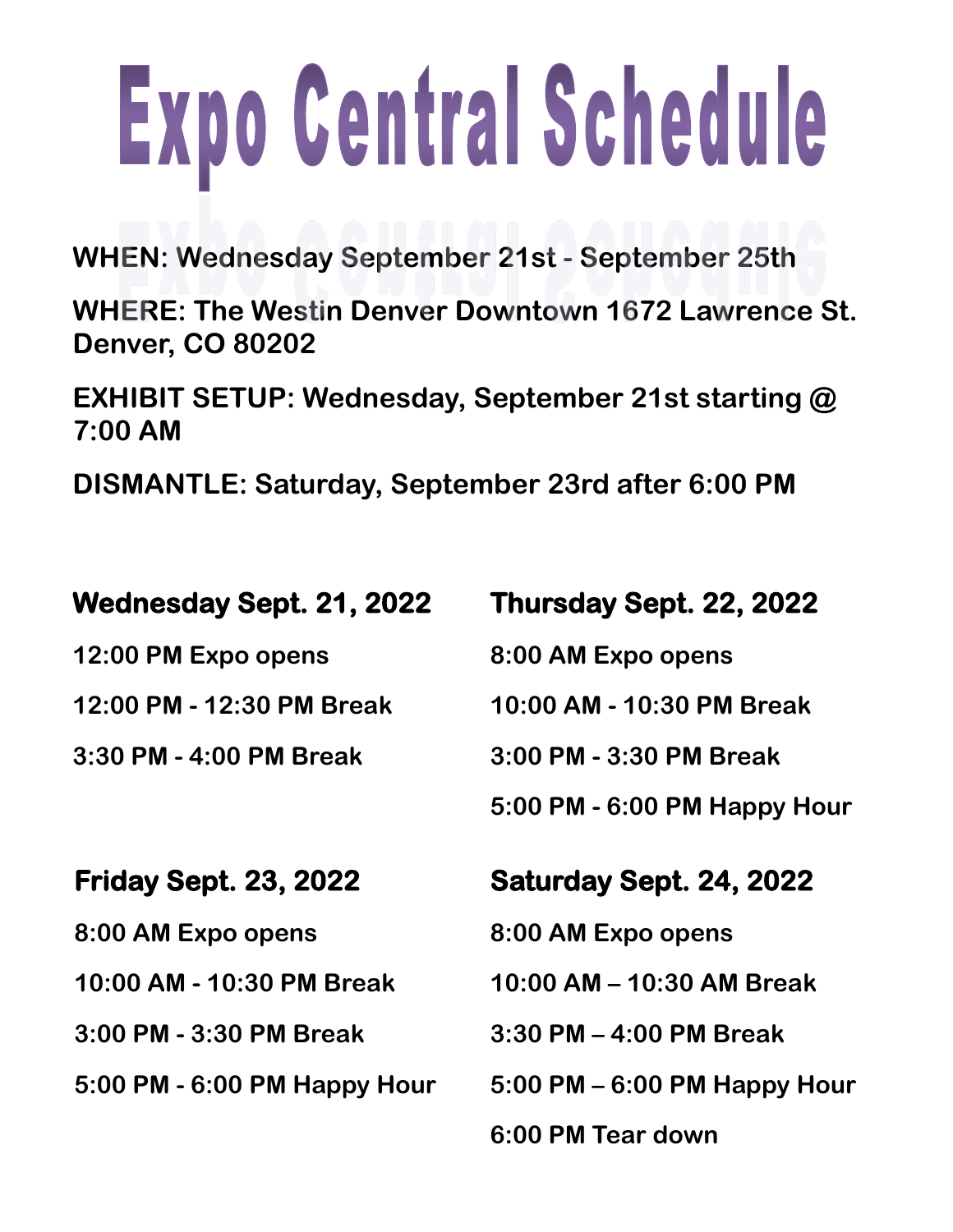# Expo Central Schedule

**WHEN: Wednesday September 21st - September 25th**

**WHERE: The Westin Denver Downtown 1672 Lawrence St. Denver, CO 80202**

**EXHIBIT SETUP: Wednesday, September 21st starting @ 7:00 AM**

**DISMANTLE: Saturday, September 23rd after 6:00 PM**

## Wednesday Sept. 21, 2022

**12:00 PM Expo opens**

**12:00 PM - 12:30 PM Break**

**3:30 PM - 4:00 PM Break**

## Thursday Sept. 22, 2022

**8:00 AM Expo opens**

**10:00 AM - 10:30 PM Break**

**3:00 PM - 3:30 PM Break**

**5:00 PM - 6:00 PM Happy Hour**

## Friday Sept. 23, 2022

**8:00 AM Expo opens**

**10:00 AM - 10:30 PM Break**

**3:00 PM - 3:30 PM Break**

**5:00 PM - 6:00 PM Happy Hour**

## Saturday Sept. 24, 2022

**8:00 AM Expo opens**

**10:00 AM – 10:30 AM Break**

**3:30 PM – 4:00 PM Break**

**5:00 PM – 6:00 PM Happy Hour**

**6:00 PM Tear down**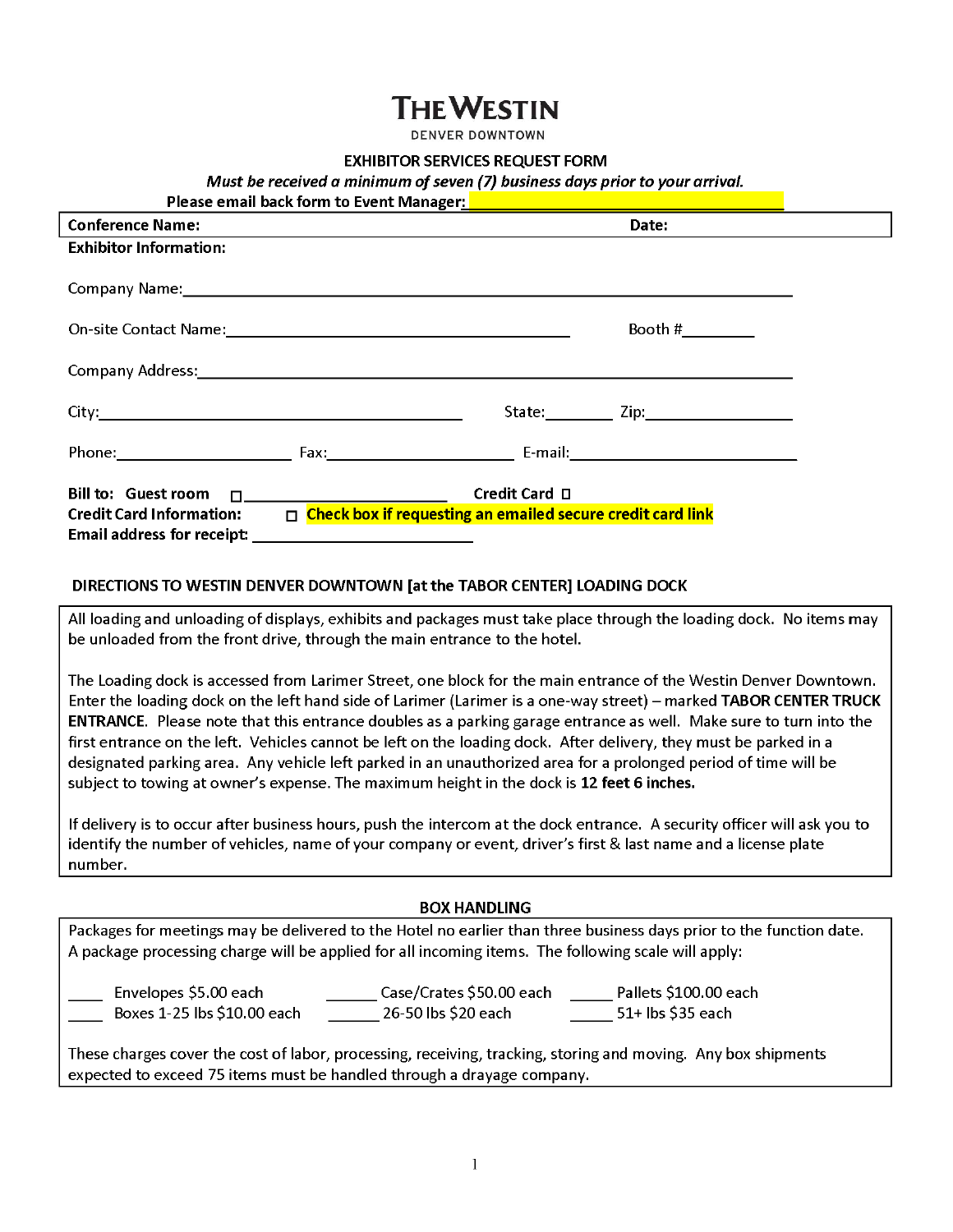# THE WESTIN

DENVER DOWNTOWN

## EXHIBITOR SERVICES REQUEST FORM

*Must be received a minimum of seven (7) business days prior to your arrival.*

**Please email back form to Event Manager:** ______________________________

**Conference Name:** **Date:**

**Exhibitor Information:**

Company Name: ______________________________

On-site Contact Name: ______________________________ Booth # ________

Company Address: ______________________________

City: ______________________________ State: ________ Zip: ________________

Phone: ____________________ Fax: ____________________ E-mail: ______________________

**Bill to: Guest room** ☐ ______________________ **Credit Card** ☐

**Credit Card Information:** ☐ **Check box if requesting an emailed secure credit card link**

**Email address for receipt:** ______________________

## DIRECTIONS TO WESTIN DENVER DOWNTOWN [at the TABOR CENTER] LOADING DOCK

All loading and unloading of displays, exhibits and packages must take place through the loading dock. No items may be unloaded from the front drive, through the main entrance to the hotel.

The Loading dock is accessed from Larimer Street, one block for the main entrance of the Westin Denver Downtown. Enter the loading dock on the left hand side of Larimer (Larimer is a one-way street) – marked **TABOR CENTER TRUCK ENTRANCE**. Please note that this entrance doubles as a parking garage entrance as well. Make sure to turn into the first entrance on the left. Vehicles cannot be left on the loading dock. After delivery, they must be parked in a designated parking area. Any vehicle left parked in an unauthorized area for a prolonged period of time will be subject to towing at owner's expense. The maximum height in the dock is **12 feet 6 inches.**

If delivery is to occur after business hours, push the intercom at the dock entrance. A security officer will ask you to identify the number of vehicles, name of your company or event, driver's first & last name and a license plate number.

## BOX HANDLING

Packages for meetings may be delivered to the Hotel no earlier than three business days prior to the function date. A package processing charge will be applied for all incoming items. The following scale will apply:

____ Envelopes $5.00 each ______ Case/Crates $50.00 each _____ Pallets $100.00 each

____ Boxes 1-25 lbs $10.00 each ______ 26-50 lbs $20 each _____ 51+ lbs $35 each

These charges cover the cost of labor, processing, receiving, tracking, storing and moving. Any box shipments expected to exceed 75 items must be handled through a drayage company.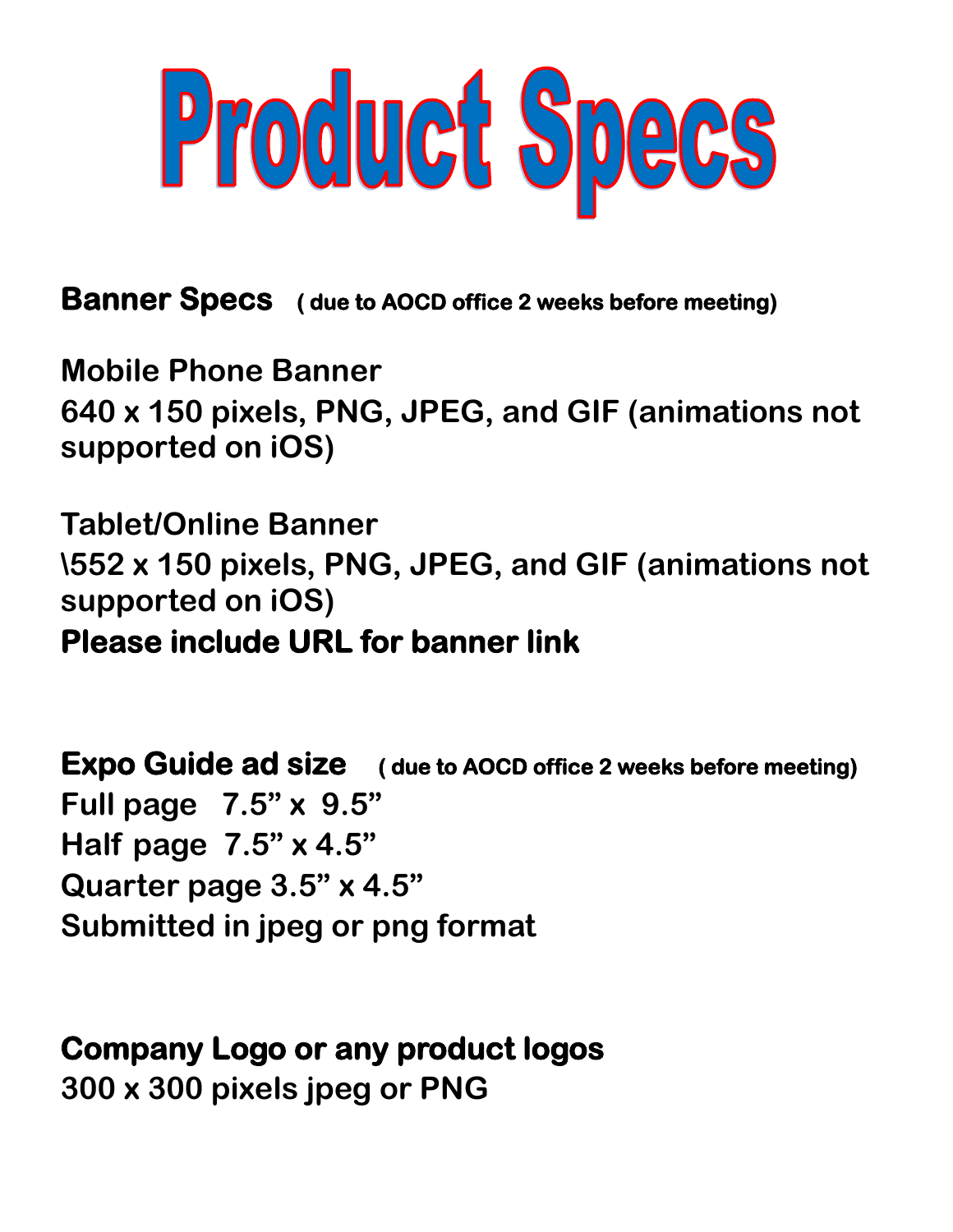# Product Specs

**Banner Specs** **( due to AOCD office 2 weeks before meeting)**

**Mobile Phone Banner**
**640 x 150 pixels, PNG, JPEG, and GIF (animations not supported on iOS)**

**Tablet/Online Banner**
**\552 x 150 pixels, PNG, JPEG, and GIF (animations not supported on iOS)**
**Please include URL for banner link**

**Expo Guide ad size** **( due to AOCD office 2 weeks before meeting)**
**Full page 7.5" x 9.5"**
**Half page 7.5" x 4.5"**
**Quarter page 3.5" x 4.5"**
**Submitted in jpeg or png format**

**Company Logo or any product logos**
**300 x 300 pixels jpeg or PNG**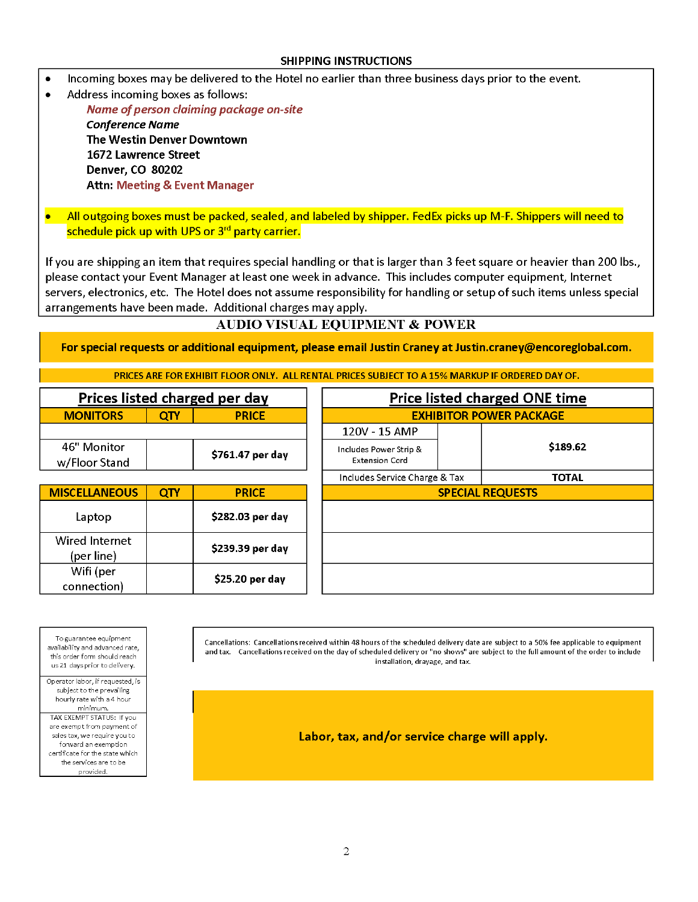## SHIPPING INSTRUCTIONS

- Incoming boxes may be delivered to the Hotel no earlier than three business days prior to the event.
- Address incoming boxes as follows:

  ***Name of person claiming package on-site***
  ***Conference Name***
  **The Westin Denver Downtown**
  **1672 Lawrence Street**
  **Denver, CO 80202**
  **Attn: Meeting & Event Manager**

- All outgoing boxes must be packed, sealed, and labeled by shipper. FedEx picks up M-F. Shippers will need to schedule pick up with UPS or 3rd party carrier.

If you are shipping an item that requires special handling or that is larger than 3 feet square or heavier than 200 lbs., please contact your Event Manager at least one week in advance. This includes computer equipment, Internet servers, electronics, etc. The Hotel does not assume responsibility for handling or setup of such items unless special arrangements have been made. Additional charges may apply.

## AUDIO VISUAL EQUIPMENT & POWER

**For special requests or additional equipment, please email Justin Craney at Justin.craney@encoreglobal.com.**

PRICES ARE FOR EXHIBIT FLOOR ONLY. ALL RENTAL PRICES SUBJECT TO A 15% MARKUP IF ORDERED DAY OF.

**Prices listed charged per day**

| MONITORS | QTY | PRICE |
|---|---|---|
| 46" Monitor w/Floor Stand | | **$761.47 per day** |

| MISCELLANEOUS | QTY | PRICE |
|---|---|---|
| Laptop | | **$282.03 per day** |
| Wired Internet (per line) | | **$239.39 per day** |
| Wifi (per connection) | | **$25.20 per day** |

**Price listed charged ONE time**

| EXHIBITOR POWER PACKAGE | | |
|---|---|---|
| 120V - 15 AMP | | **$189.62** |
| Includes Power Strip & Extension Cord | | |
| Includes Service Charge & Tax | | **TOTAL** |

| SPECIAL REQUESTS |
|---|
| |
| |
| |

To guarantee equipment availability and advanced rate, this order form should reach us 21 days prior to delivery.

Operator labor, if requested, is subject to the prevailing hourly rate with a 4 hour minimum.

TAX EXEMPT STATUS: If you are exempt from payment of sales tax, we require you to forward an exemption certificate for the state which the services are to be provided.

Cancellations: Cancellations received within 48 hours of the scheduled delivery date are subject to a 50% fee applicable to equipment and tax. Cancellations received on the day of scheduled delivery or "no shows" are subject to the full amount of the order to include installation, drayage, and tax.

**Labor, tax, and/or service charge will apply.**